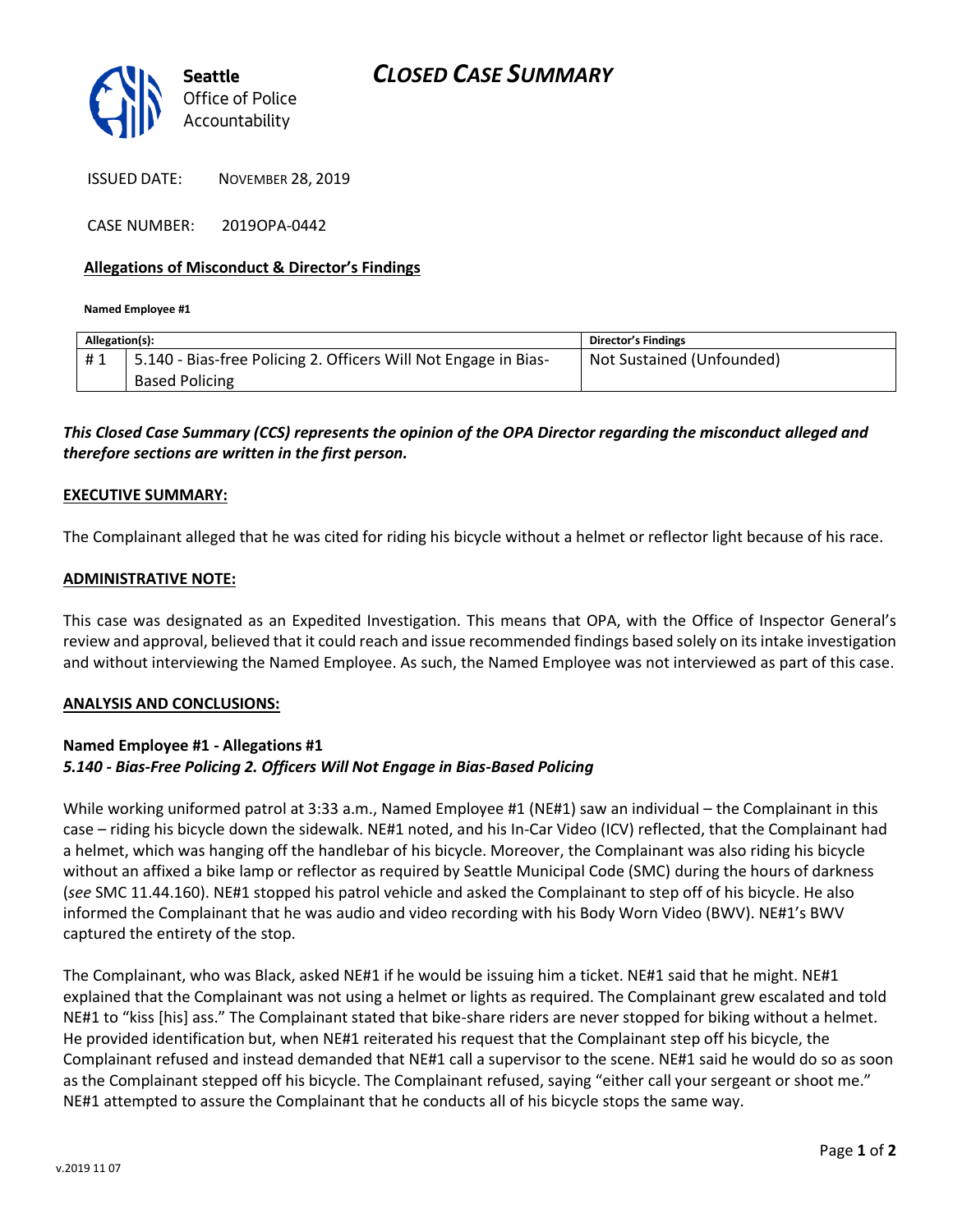Seattle Office of Police Accountability

# CLOSED CASE SUMMARY

ISSUED DATE: NOVEMBER 28, 2019

CASE NUMBER: 2019OPA-0442

## Allegations of Misconduct & Director's Findings

**Named Employee #1**

| Allegation(s): | | Director's Findings |
|---|---|---|
| # 1 | 5.140 - Bias-free Policing 2. Officers Will Not Engage in Bias-Based Policing | Not Sustained (Unfounded) |

***This Closed Case Summary (CCS) represents the opinion of the OPA Director regarding the misconduct alleged and therefore sections are written in the first person.***

**EXECUTIVE SUMMARY:**

The Complainant alleged that he was cited for riding his bicycle without a helmet or reflector light because of his race.

**ADMINISTRATIVE NOTE:**

This case was designated as an Expedited Investigation. This means that OPA, with the Office of Inspector General's review and approval, believed that it could reach and issue recommended findings based solely on its intake investigation and without interviewing the Named Employee. As such, the Named Employee was not interviewed as part of this case.

**ANALYSIS AND CONCLUSIONS:**

**Named Employee #1 - Allegations #1**
***5.140 - Bias-Free Policing 2. Officers Will Not Engage in Bias-Based Policing***

While working uniformed patrol at 3:33 a.m., Named Employee #1 (NE#1) saw an individual – the Complainant in this case – riding his bicycle down the sidewalk. NE#1 noted, and his In-Car Video (ICV) reflected, that the Complainant had a helmet, which was hanging off the handlebar of his bicycle. Moreover, the Complainant was also riding his bicycle without an affixed a bike lamp or reflector as required by Seattle Municipal Code (SMC) during the hours of darkness (*see* SMC 11.44.160). NE#1 stopped his patrol vehicle and asked the Complainant to step off of his bicycle. He also informed the Complainant that he was audio and video recording with his Body Worn Video (BWV). NE#1's BWV captured the entirety of the stop.

The Complainant, who was Black, asked NE#1 if he would be issuing him a ticket. NE#1 said that he might. NE#1 explained that the Complainant was not using a helmet or lights as required. The Complainant grew escalated and told NE#1 to "kiss [his] ass." The Complainant stated that bike-share riders are never stopped for biking without a helmet. He provided identification but, when NE#1 reiterated his request that the Complainant step off his bicycle, the Complainant refused and instead demanded that NE#1 call a supervisor to the scene. NE#1 said he would do so as soon as the Complainant stepped off his bicycle. The Complainant refused, saying "either call your sergeant or shoot me." NE#1 attempted to assure the Complainant that he conducts all of his bicycle stops the same way.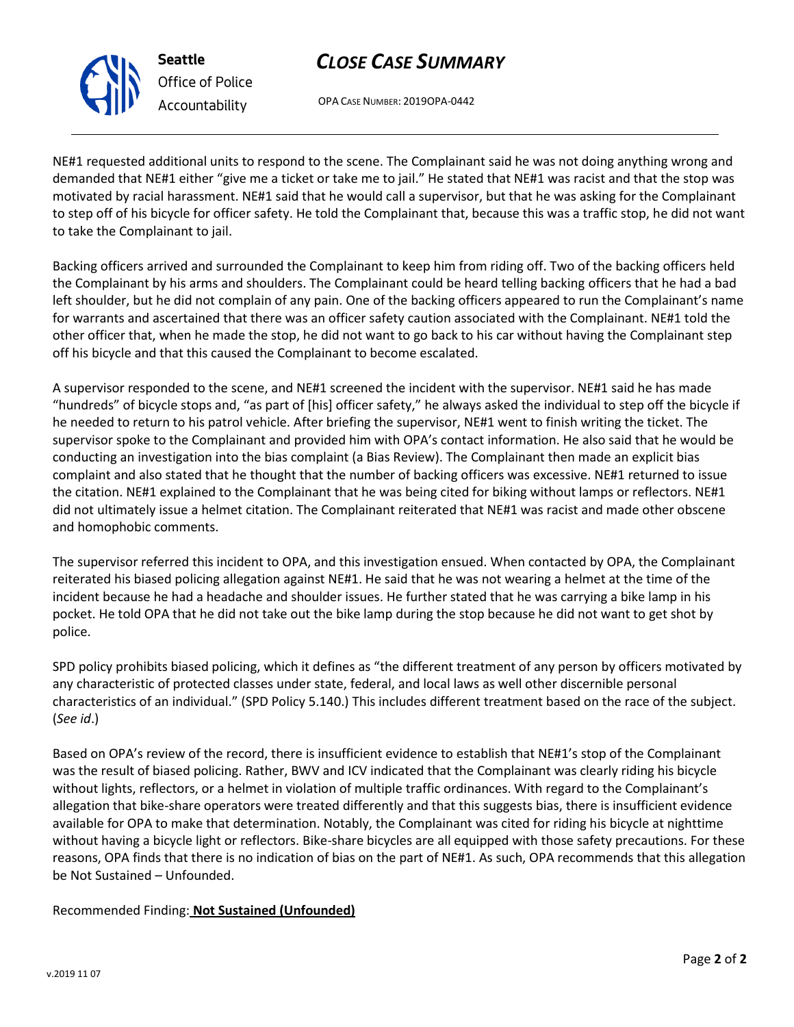NE#1 requested additional units to respond to the scene. The Complainant said he was not doing anything wrong and demanded that NE#1 either "give me a ticket or take me to jail." He stated that NE#1 was racist and that the stop was motivated by racial harassment. NE#1 said that he would call a supervisor, but that he was asking for the Complainant to step off of his bicycle for officer safety. He told the Complainant that, because this was a traffic stop, he did not want to take the Complainant to jail.

Backing officers arrived and surrounded the Complainant to keep him from riding off. Two of the backing officers held the Complainant by his arms and shoulders. The Complainant could be heard telling backing officers that he had a bad left shoulder, but he did not complain of any pain. One of the backing officers appeared to run the Complainant's name for warrants and ascertained that there was an officer safety caution associated with the Complainant. NE#1 told the other officer that, when he made the stop, he did not want to go back to his car without having the Complainant step off his bicycle and that this caused the Complainant to become escalated.

A supervisor responded to the scene, and NE#1 screened the incident with the supervisor. NE#1 said he has made "hundreds" of bicycle stops and, "as part of [his] officer safety," he always asked the individual to step off the bicycle if he needed to return to his patrol vehicle. After briefing the supervisor, NE#1 went to finish writing the ticket. The supervisor spoke to the Complainant and provided him with OPA's contact information. He also said that he would be conducting an investigation into the bias complaint (a Bias Review). The Complainant then made an explicit bias complaint and also stated that he thought that the number of backing officers was excessive. NE#1 returned to issue the citation. NE#1 explained to the Complainant that he was being cited for biking without lamps or reflectors. NE#1 did not ultimately issue a helmet citation. The Complainant reiterated that NE#1 was racist and made other obscene and homophobic comments.

The supervisor referred this incident to OPA, and this investigation ensued. When contacted by OPA, the Complainant reiterated his biased policing allegation against NE#1. He said that he was not wearing a helmet at the time of the incident because he had a headache and shoulder issues. He further stated that he was carrying a bike lamp in his pocket. He told OPA that he did not take out the bike lamp during the stop because he did not want to get shot by police.

SPD policy prohibits biased policing, which it defines as "the different treatment of any person by officers motivated by any characteristic of protected classes under state, federal, and local laws as well other discernible personal characteristics of an individual." (SPD Policy 5.140.) This includes different treatment based on the race of the subject. (*See id*.)

Based on OPA's review of the record, there is insufficient evidence to establish that NE#1's stop of the Complainant was the result of biased policing. Rather, BWV and ICV indicated that the Complainant was clearly riding his bicycle without lights, reflectors, or a helmet in violation of multiple traffic ordinances. With regard to the Complainant's allegation that bike-share operators were treated differently and that this suggests bias, there is insufficient evidence available for OPA to make that determination. Notably, the Complainant was cited for riding his bicycle at nighttime without having a bicycle light or reflectors. Bike-share bicycles are all equipped with those safety precautions. For these reasons, OPA finds that there is no indication of bias on the part of NE#1. As such, OPA recommends that this allegation be Not Sustained – Unfounded.

Recommended Finding: **Not Sustained (Unfounded)**